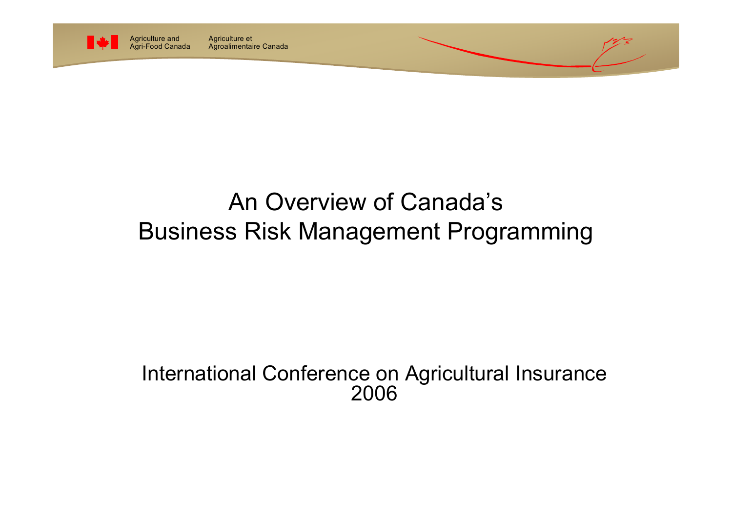Agriculture and Agri-Food Canada / Agriculture et Agroalimentaire Canada

# An Overview of Canada's Business Risk Management Programming

International Conference on Agricultural Insurance 2006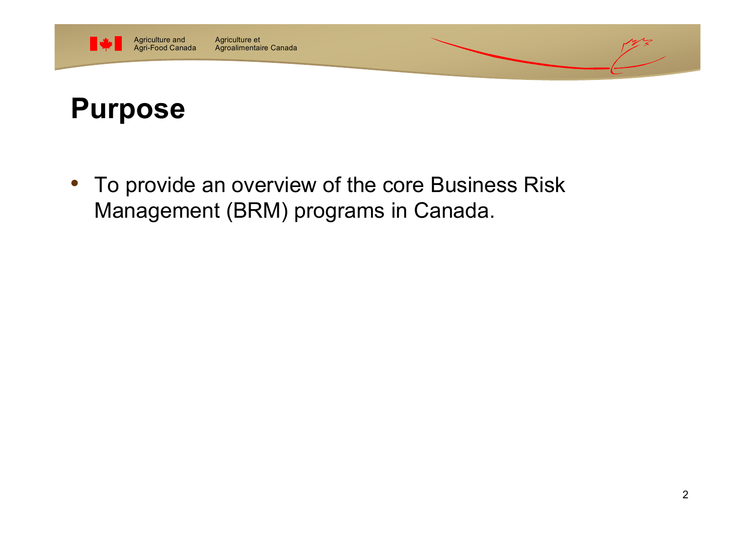# Purpose

- To provide an overview of the core Business Risk Management (BRM) programs in Canada.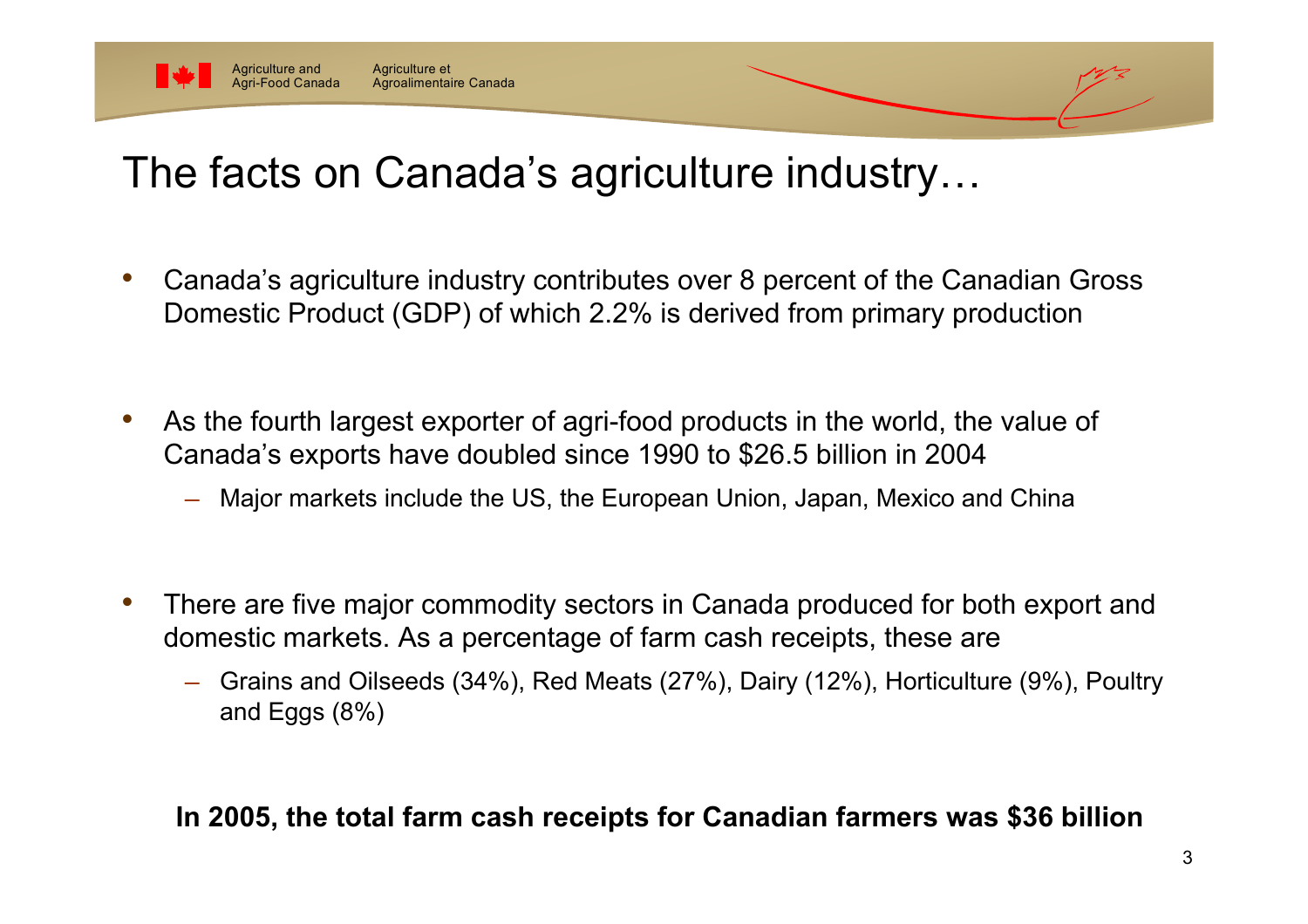# The facts on Canada's agriculture industry…

- Canada's agriculture industry contributes over 8 percent of the Canadian Gross Domestic Product (GDP) of which 2.2% is derived from primary production

- As the fourth largest exporter of agri-food products in the world, the value of Canada's exports have doubled since 1990 to $26.5 billion in 2004
  - Major markets include the US, the European Union, Japan, Mexico and China

- There are five major commodity sectors in Canada produced for both export and domestic markets. As a percentage of farm cash receipts, these are
  - Grains and Oilseeds (34%), Red Meats (27%), Dairy (12%), Horticulture (9%), Poultry and Eggs (8%)

**In 2005, the total farm cash receipts for Canadian farmers was $36 billion**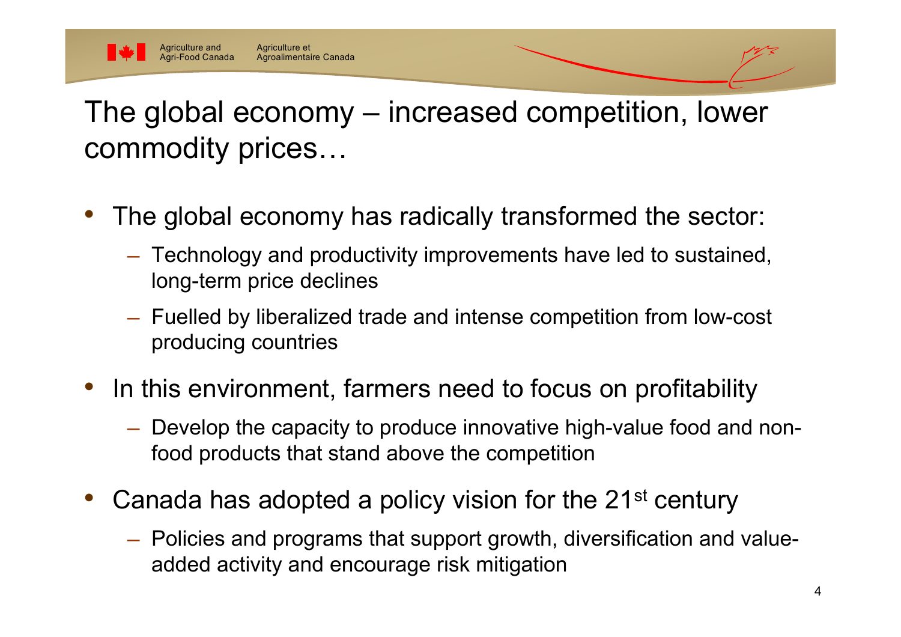# The global economy – increased competition, lower commodity prices…

- The global economy has radically transformed the sector:
  - Technology and productivity improvements have led to sustained, long-term price declines
  - Fuelled by liberalized trade and intense competition from low-cost producing countries
- In this environment, farmers need to focus on profitability
  - Develop the capacity to produce innovative high-value food and non-food products that stand above the competition
- Canada has adopted a policy vision for the 21st century
  - Policies and programs that support growth, diversification and value-added activity and encourage risk mitigation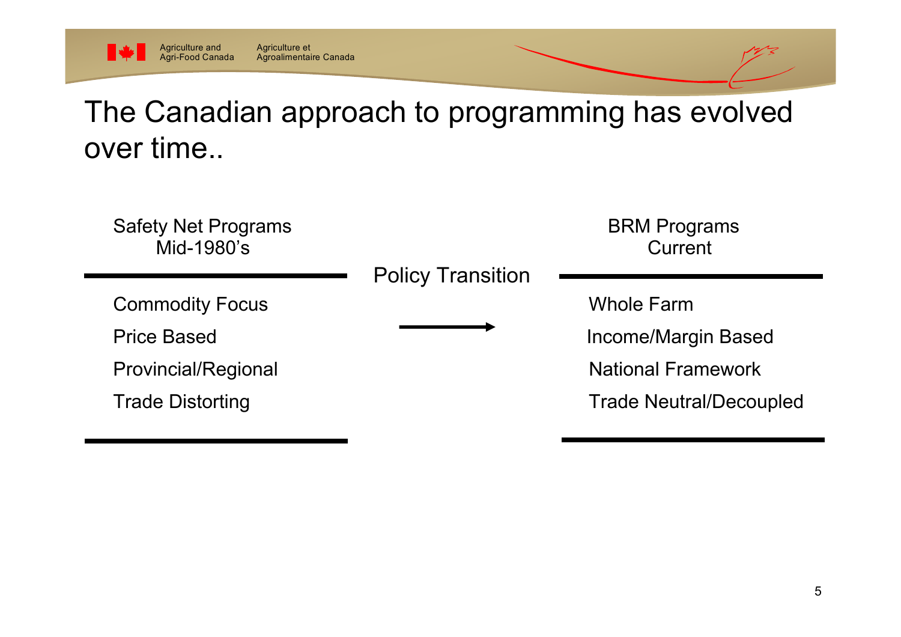# The Canadian approach to programming has evolved over time..

| Safety Net Programs<br>Mid-1980's | Policy Transition | BRM Programs<br>Current |
| --- | --- | --- |
| Commodity Focus | → | Whole Farm |
| Price Based | | Income/Margin Based |
| Provincial/Regional | | National Framework |
| Trade Distorting | | Trade Neutral/Decoupled |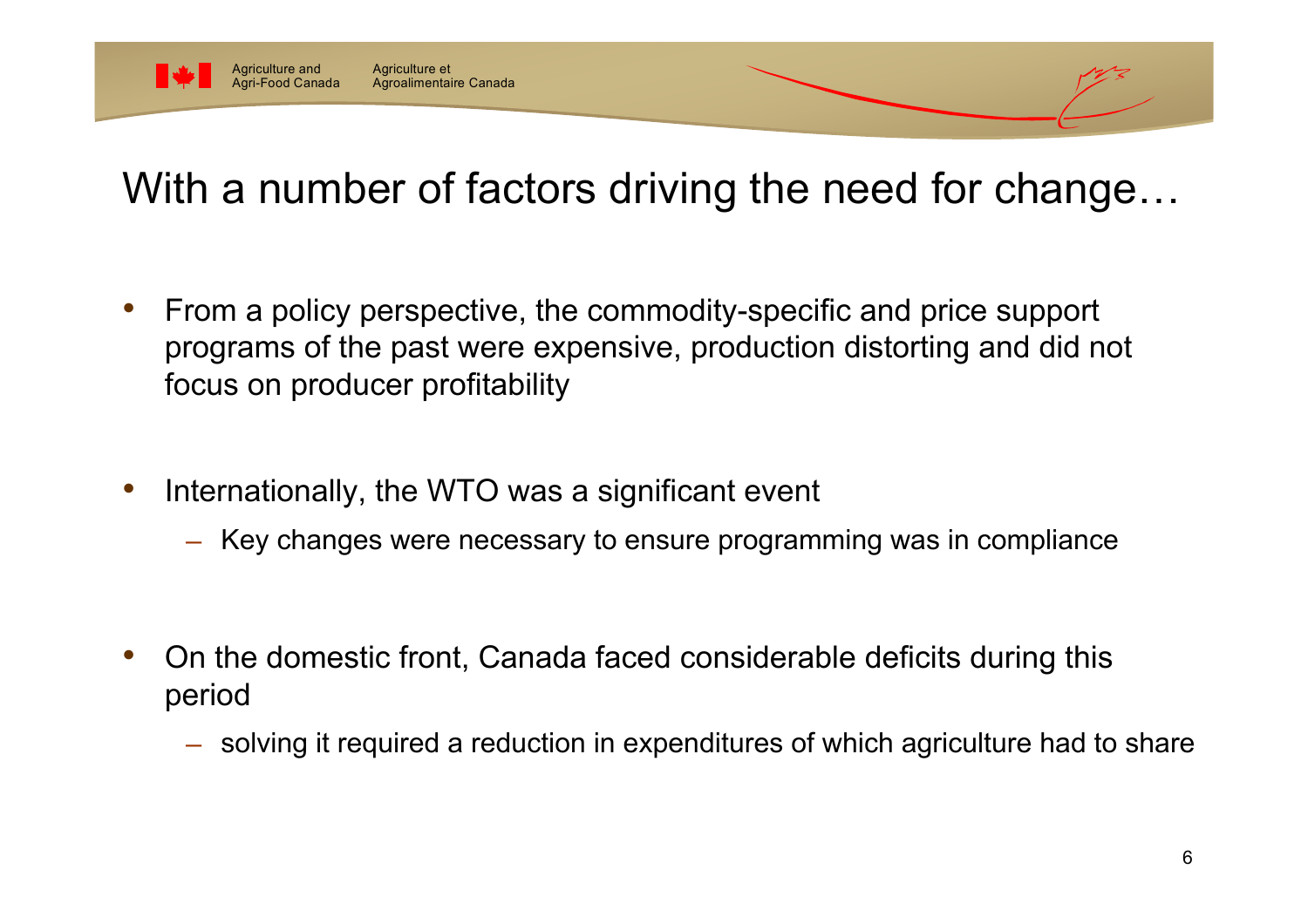# With a number of factors driving the need for change…

- From a policy perspective, the commodity-specific and price support programs of the past were expensive, production distorting and did not focus on producer profitability

- Internationally, the WTO was a significant event
  - Key changes were necessary to ensure programming was in compliance

- On the domestic front, Canada faced considerable deficits during this period
  - solving it required a reduction in expenditures of which agriculture had to share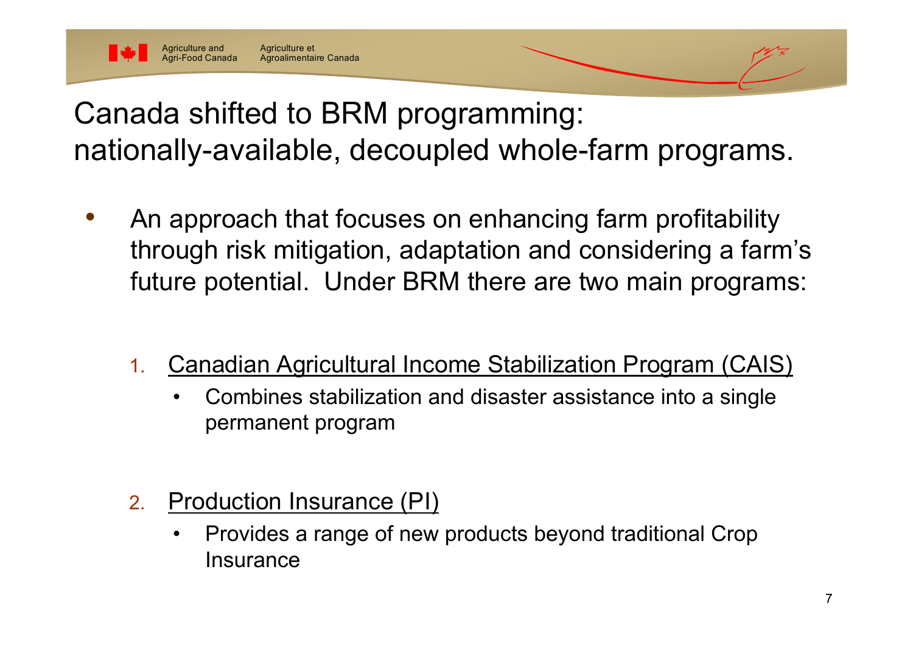# Canada shifted to BRM programming: nationally-available, decoupled whole-farm programs.

- An approach that focuses on enhancing farm profitability through risk mitigation, adaptation and considering a farm's future potential. Under BRM there are two main programs:

  1. Canadian Agricultural Income Stabilization Program (CAIS)
     - Combines stabilization and disaster assistance into a single permanent program

  2. Production Insurance (PI)
     - Provides a range of new products beyond traditional Crop Insurance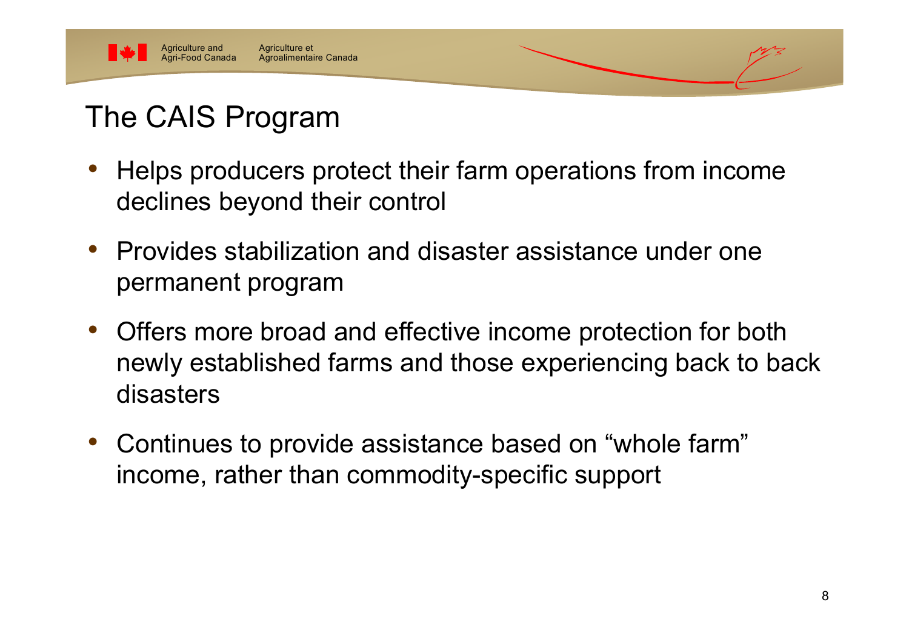# The CAIS Program

- Helps producers protect their farm operations from income declines beyond their control
- Provides stabilization and disaster assistance under one permanent program
- Offers more broad and effective income protection for both newly established farms and those experiencing back to back disasters
- Continues to provide assistance based on “whole farm” income, rather than commodity-specific support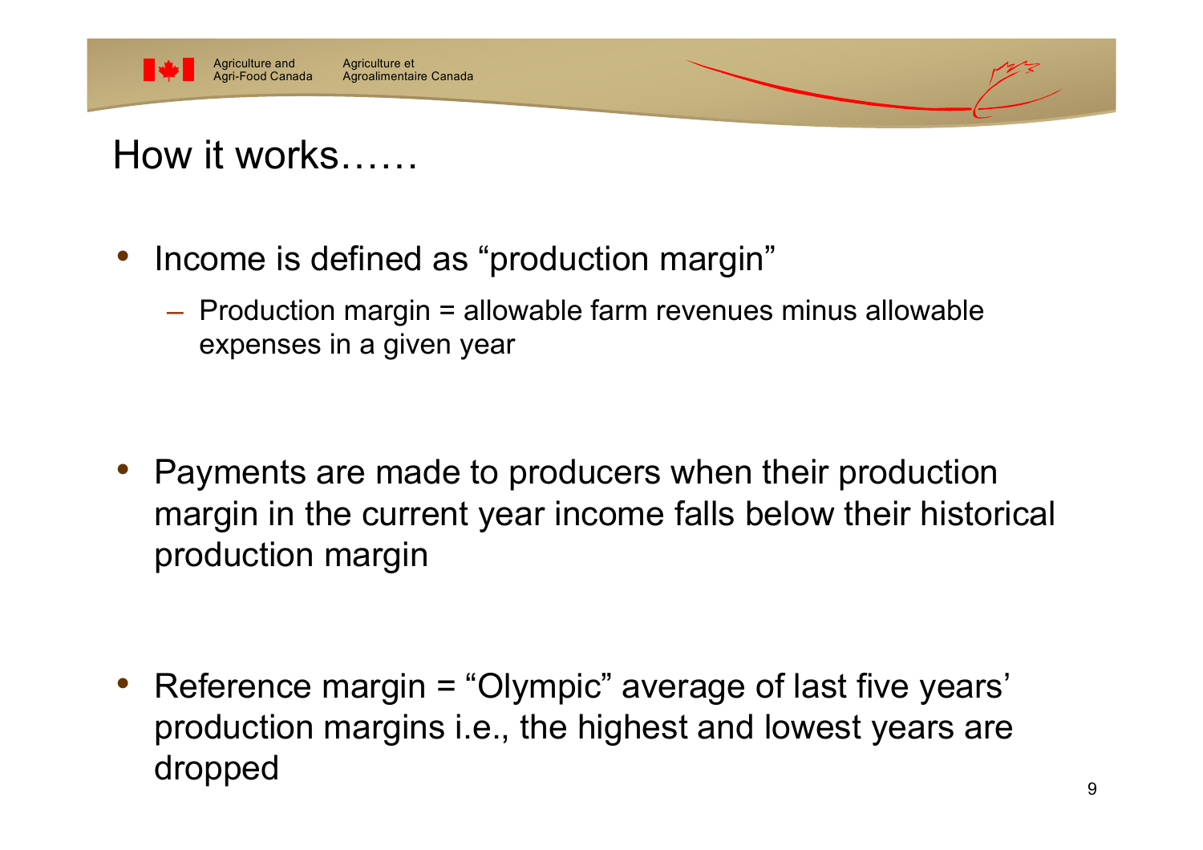# How it works……

- Income is defined as “production margin”
  - Production margin = allowable farm revenues minus allowable expenses in a given year

- Payments are made to producers when their production margin in the current year income falls below their historical production margin

- Reference margin = “Olympic” average of last five years’ production margins i.e., the highest and lowest years are dropped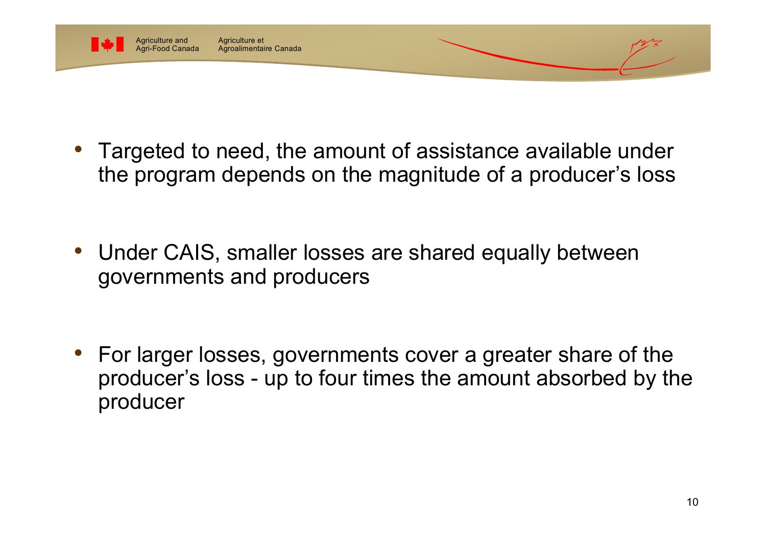- Targeted to need, the amount of assistance available under the program depends on the magnitude of a producer's loss

- Under CAIS, smaller losses are shared equally between governments and producers

- For larger losses, governments cover a greater share of the producer's loss - up to four times the amount absorbed by the producer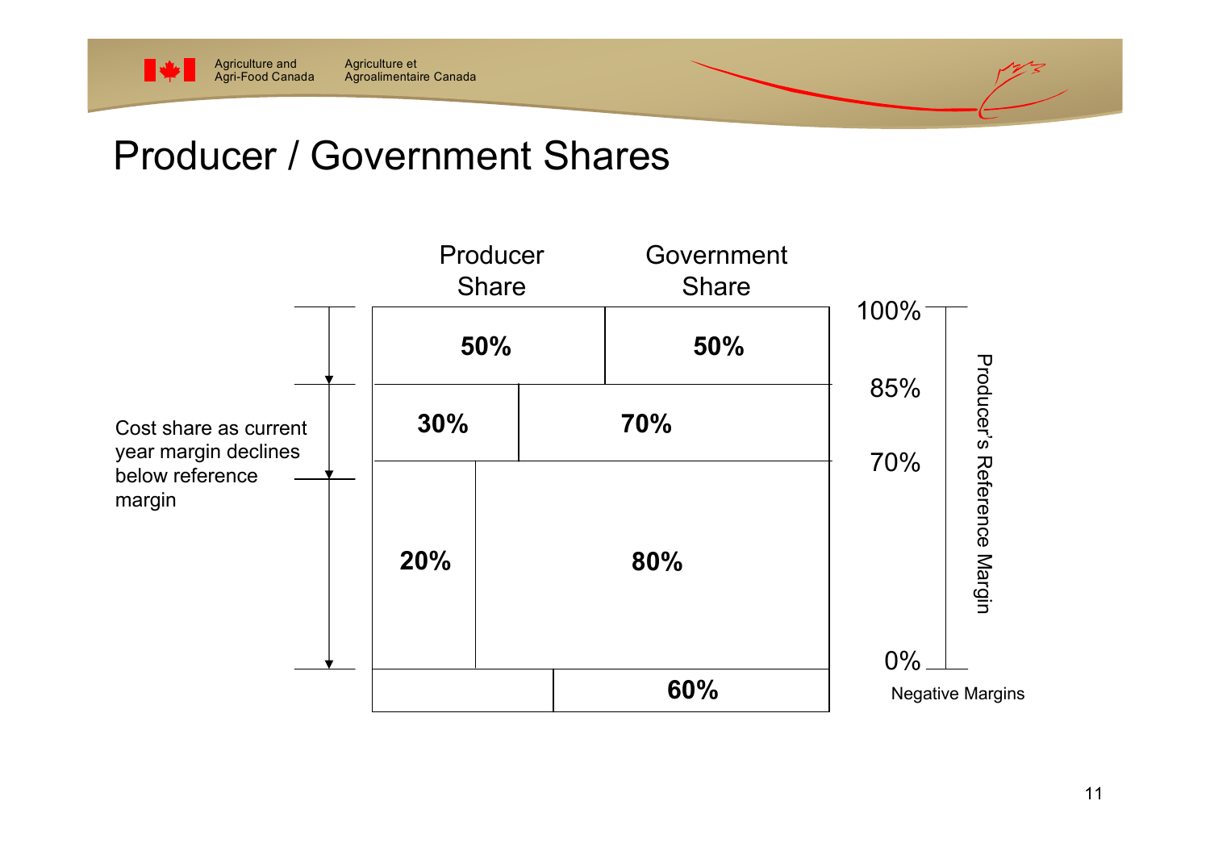# Producer / Government Shares

Cost share as current year margin declines below reference margin

| Producer's Reference Margin | Producer Share | Government Share |
| --- | --- | --- |
| 100% – 85% | 50% | 50% |
| 85% – 70% | 30% | 70% |
| 70% – 0% | 20% | 80% |
| Negative Margins | | 60% |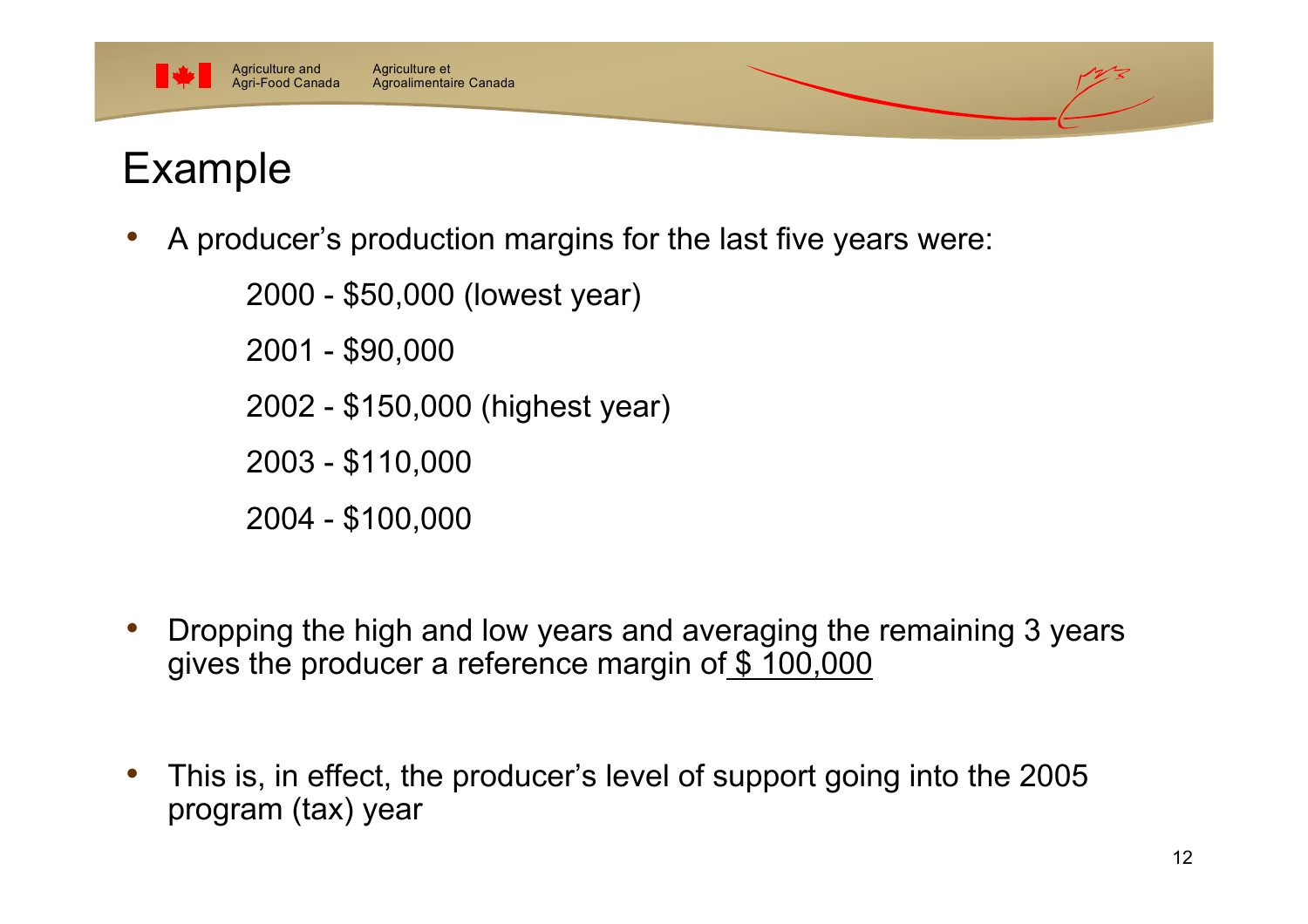# Example

- A producer's production margins for the last five years were:

  2000 - $50,000 (lowest year)

  2001 - $90,000

  2002 - $150,000 (highest year)

  2003 - $110,000

  2004 - $100,000

- Dropping the high and low years and averaging the remaining 3 years gives the producer a reference margin of $ 100,000

- This is, in effect, the producer's level of support going into the 2005 program (tax) year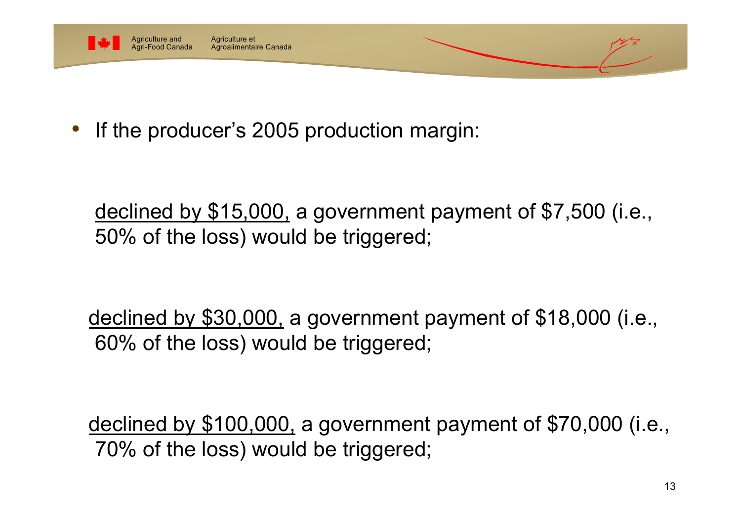- If the producer's 2005 production margin:

  <u>declined by $15,000,</u> a government payment of $7,500 (i.e., 50% of the loss) would be triggered;

  <u>declined by $30,000,</u> a government payment of $18,000 (i.e., 60% of the loss) would be triggered;

  <u>declined by $100,000,</u> a government payment of $70,000 (i.e., 70% of the loss) would be triggered;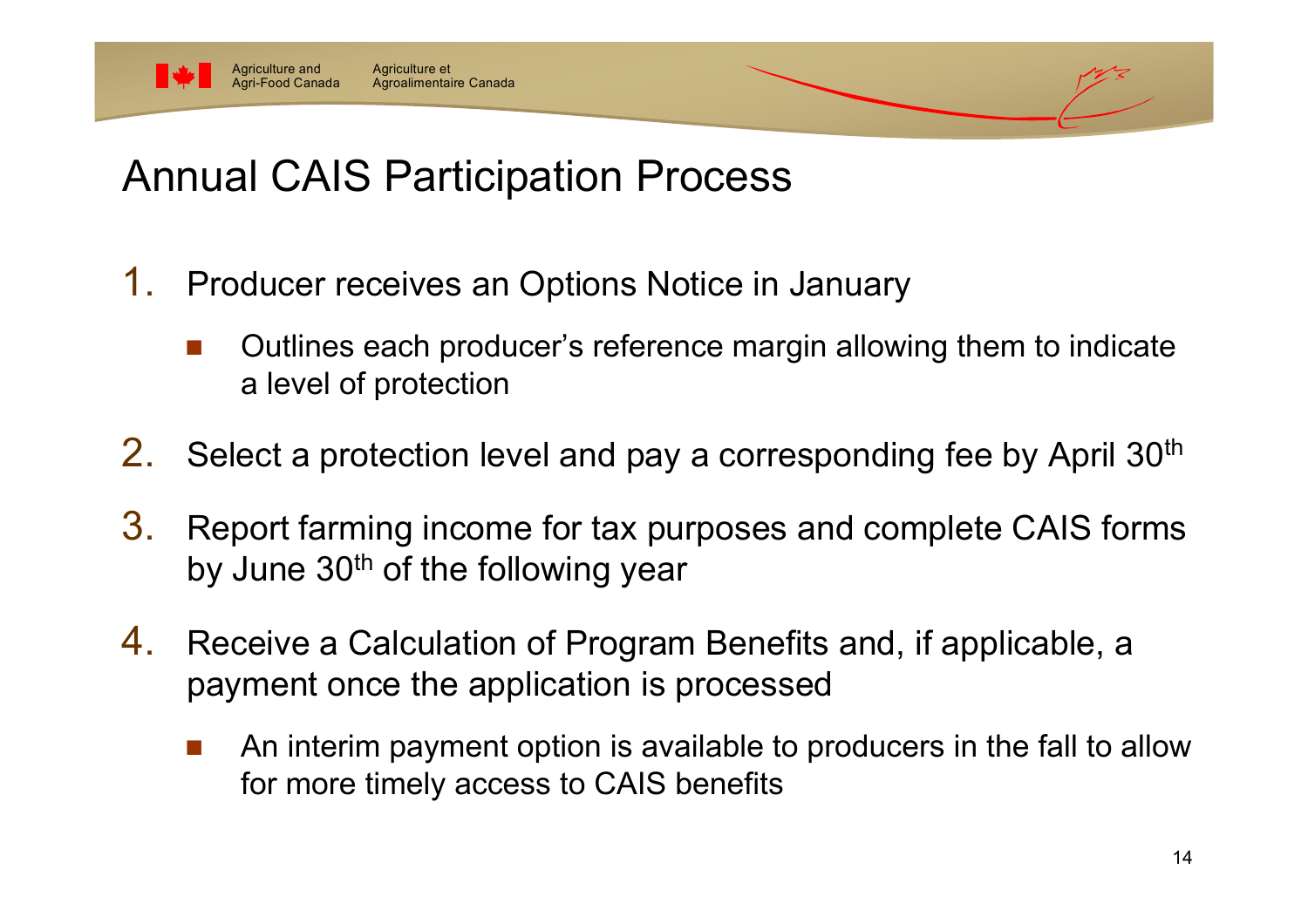# Annual CAIS Participation Process

1. Producer receives an Options Notice in January
   - Outlines each producer's reference margin allowing them to indicate a level of protection
2. Select a protection level and pay a corresponding fee by April 30th
3. Report farming income for tax purposes and complete CAIS forms by June 30th of the following year
4. Receive a Calculation of Program Benefits and, if applicable, a payment once the application is processed
   - An interim payment option is available to producers in the fall to allow for more timely access to CAIS benefits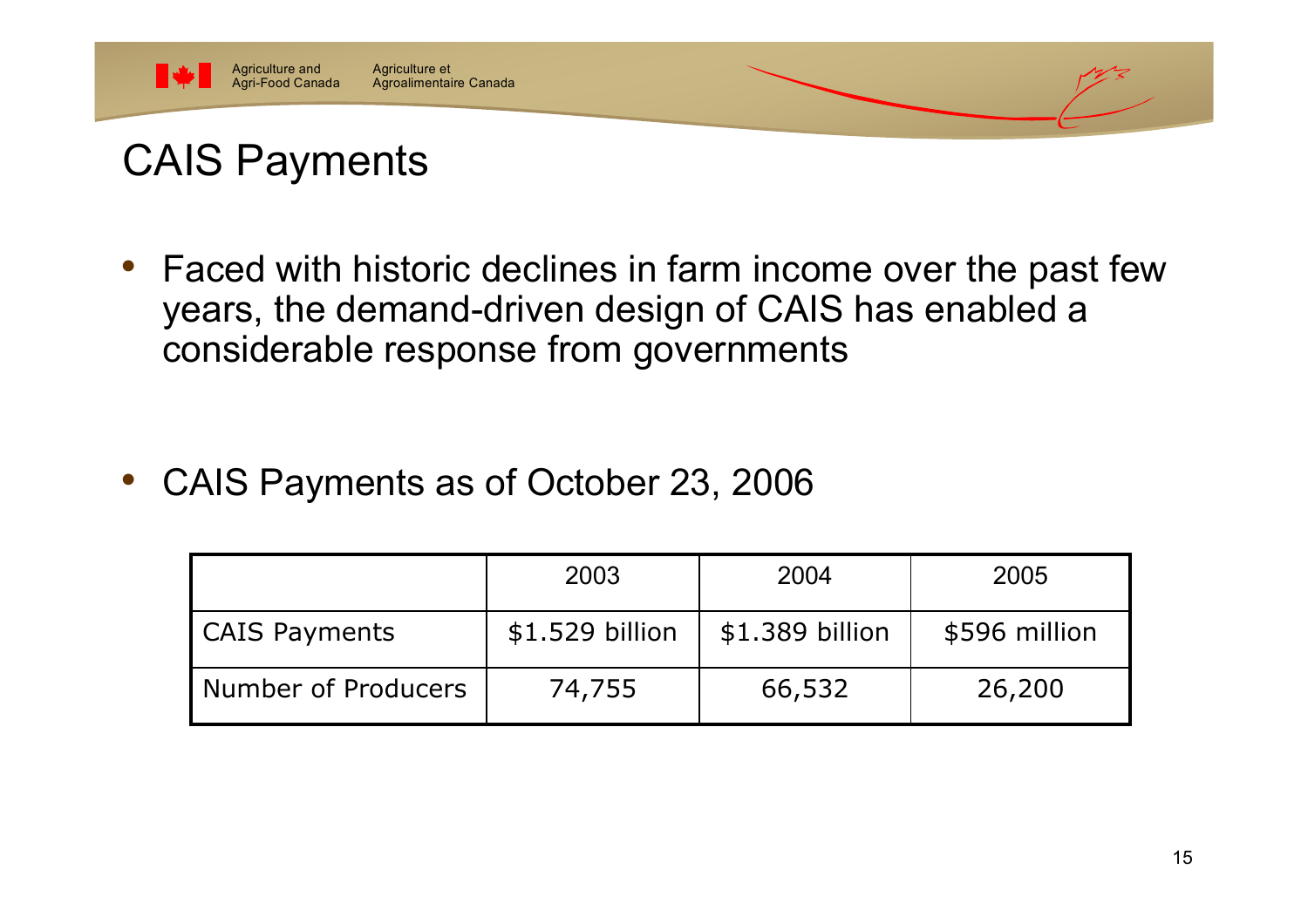# CAIS Payments

- Faced with historic declines in farm income over the past few years, the demand-driven design of CAIS has enabled a considerable response from governments

- CAIS Payments as of October 23, 2006

| | 2003 | 2004 | 2005 |
|---|---|---|---|
| CAIS Payments | $1.529 billion | $1.389 billion | $596 million |
| Number of Producers | 74,755 | 66,532 | 26,200 |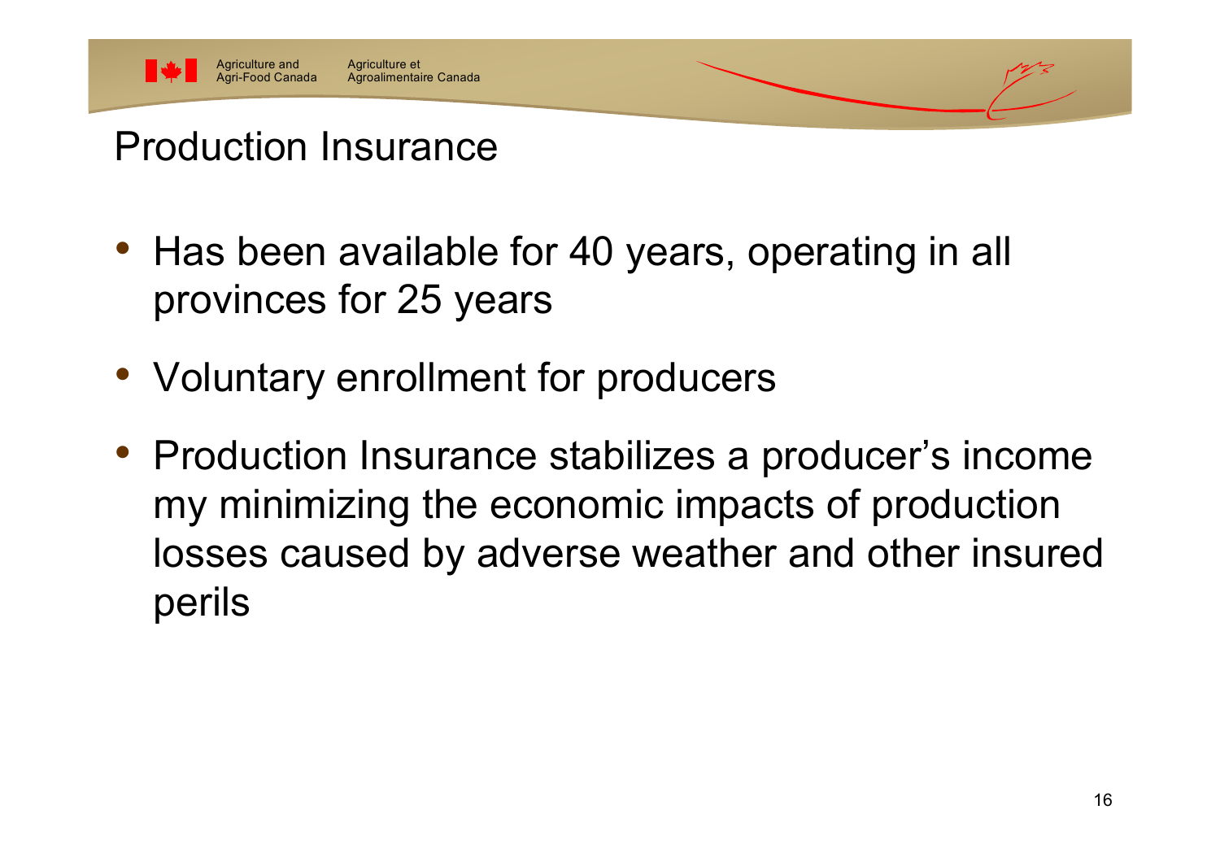# Production Insurance

- Has been available for 40 years, operating in all provinces for 25 years
- Voluntary enrollment for producers
- Production Insurance stabilizes a producer's income my minimizing the economic impacts of production losses caused by adverse weather and other insured perils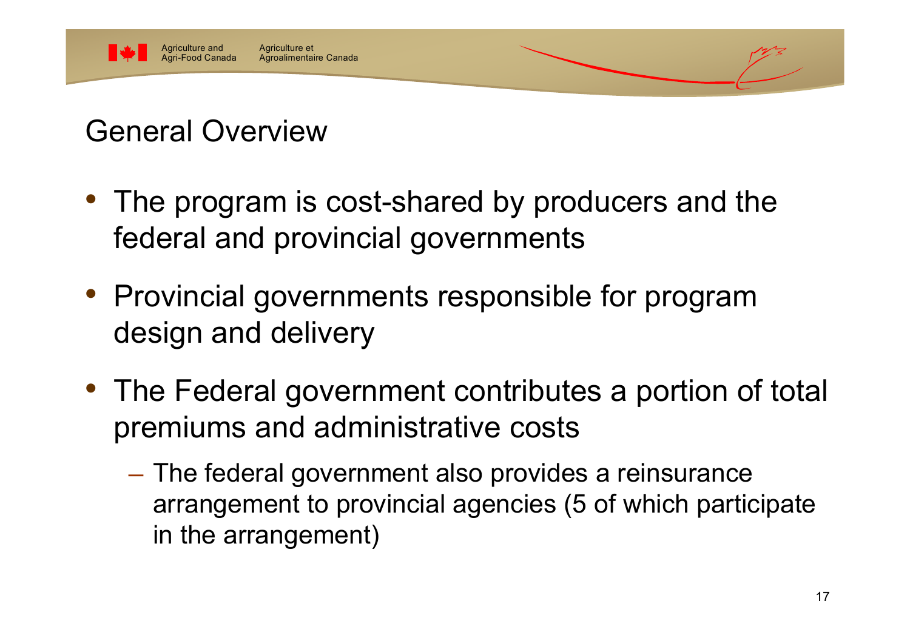## General Overview

- The program is cost-shared by producers and the federal and provincial governments
- Provincial governments responsible for program design and delivery
- The Federal government contributes a portion of total premiums and administrative costs
  - The federal government also provides a reinsurance arrangement to provincial agencies (5 of which participate in the arrangement)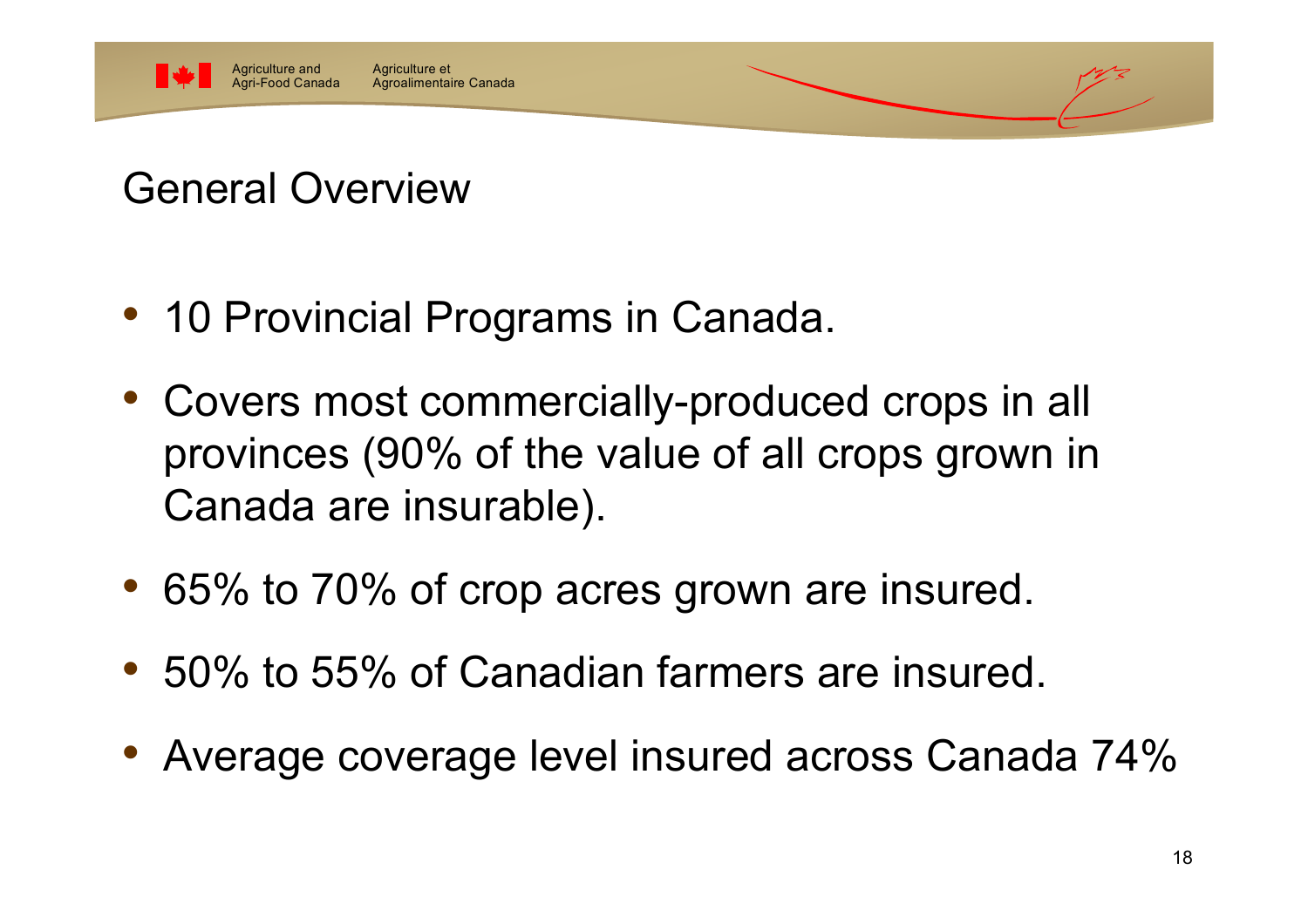# General Overview

- 10 Provincial Programs in Canada.
- Covers most commercially-produced crops in all provinces (90% of the value of all crops grown in Canada are insurable).
- 65% to 70% of crop acres grown are insured.
- 50% to 55% of Canadian farmers are insured.
- Average coverage level insured across Canada 74%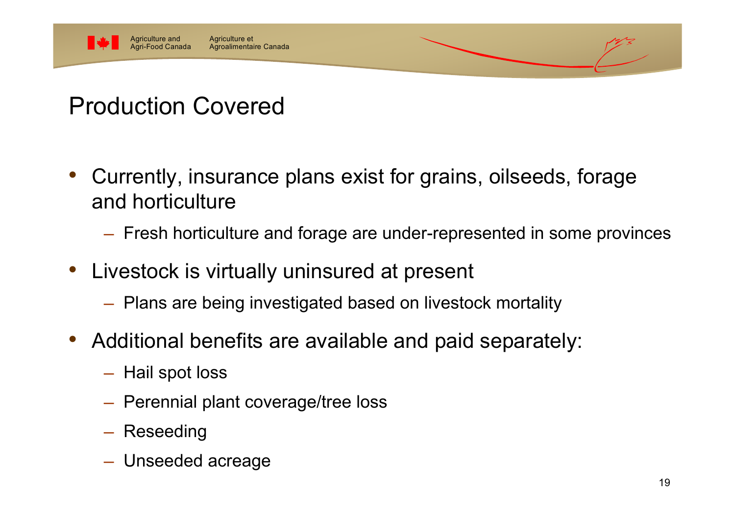# Production Covered

- Currently, insurance plans exist for grains, oilseeds, forage and horticulture
  - Fresh horticulture and forage are under-represented in some provinces
- Livestock is virtually uninsured at present
  - Plans are being investigated based on livestock mortality
- Additional benefits are available and paid separately:
  - Hail spot loss
  - Perennial plant coverage/tree loss
  - Reseeding
  - Unseeded acreage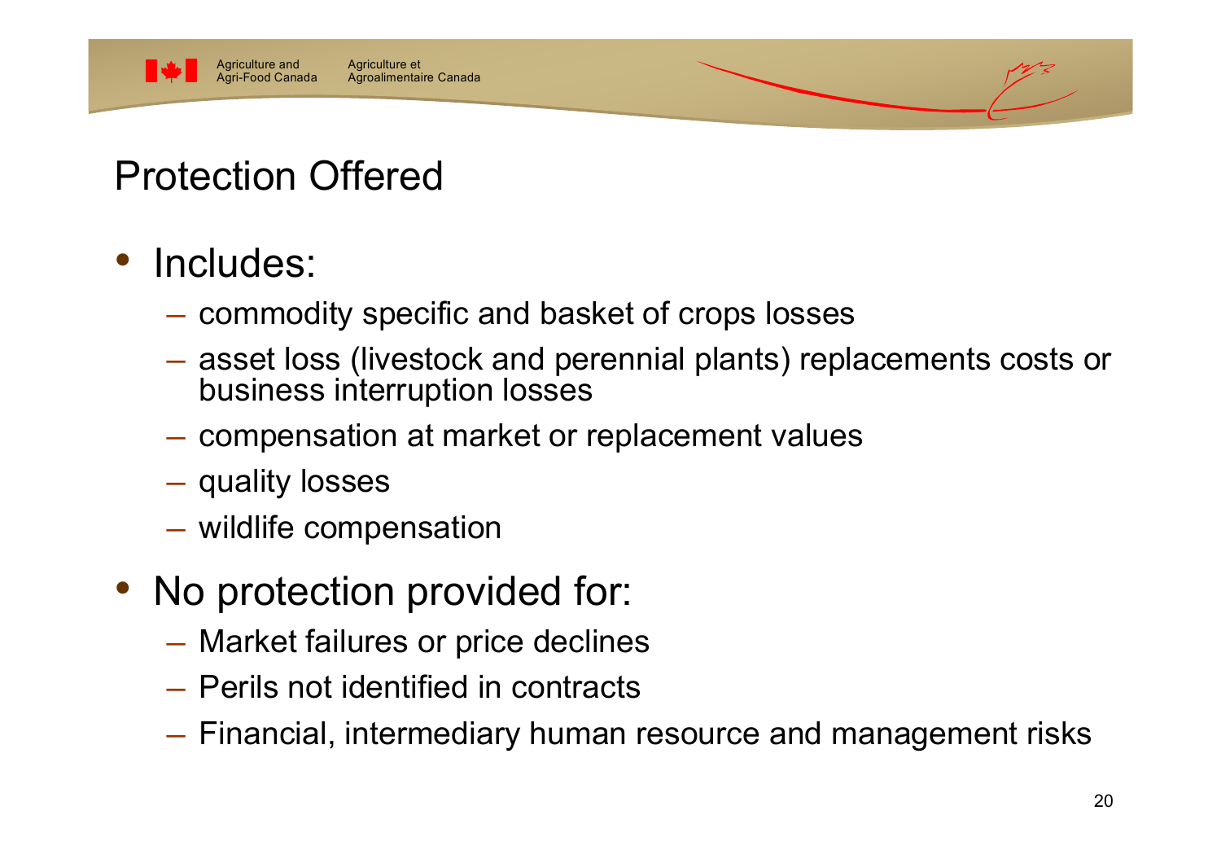# Protection Offered

- Includes:
  - commodity specific and basket of crops losses
  - asset loss (livestock and perennial plants) replacements costs or business interruption losses
  - compensation at market or replacement values
  - quality losses
  - wildlife compensation
- No protection provided for:
  - Market failures or price declines
  - Perils not identified in contracts
  - Financial, intermediary human resource and management risks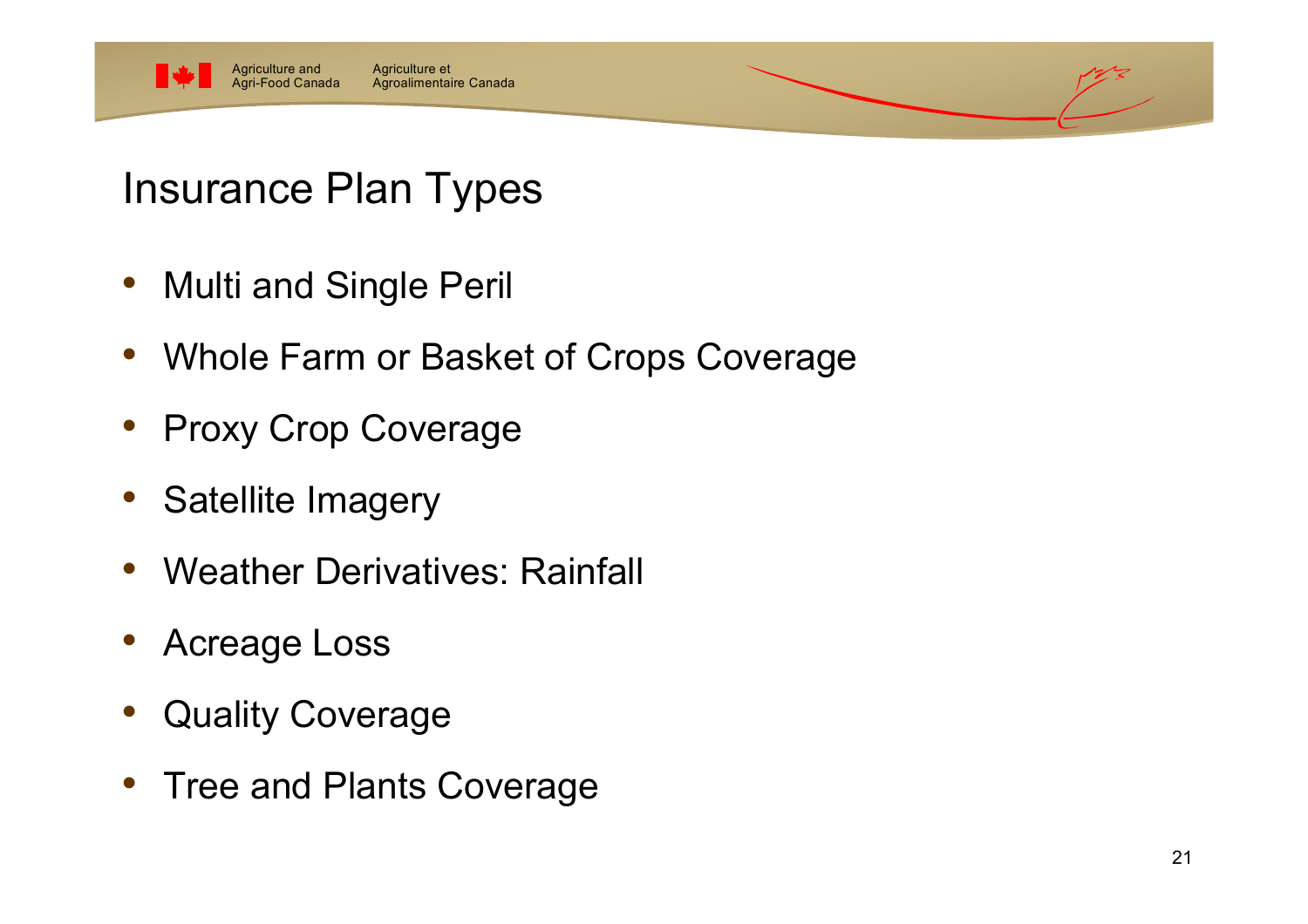# Insurance Plan Types

- Multi and Single Peril
- Whole Farm or Basket of Crops Coverage
- Proxy Crop Coverage
- Satellite Imagery
- Weather Derivatives: Rainfall
- Acreage Loss
- Quality Coverage
- Tree and Plants Coverage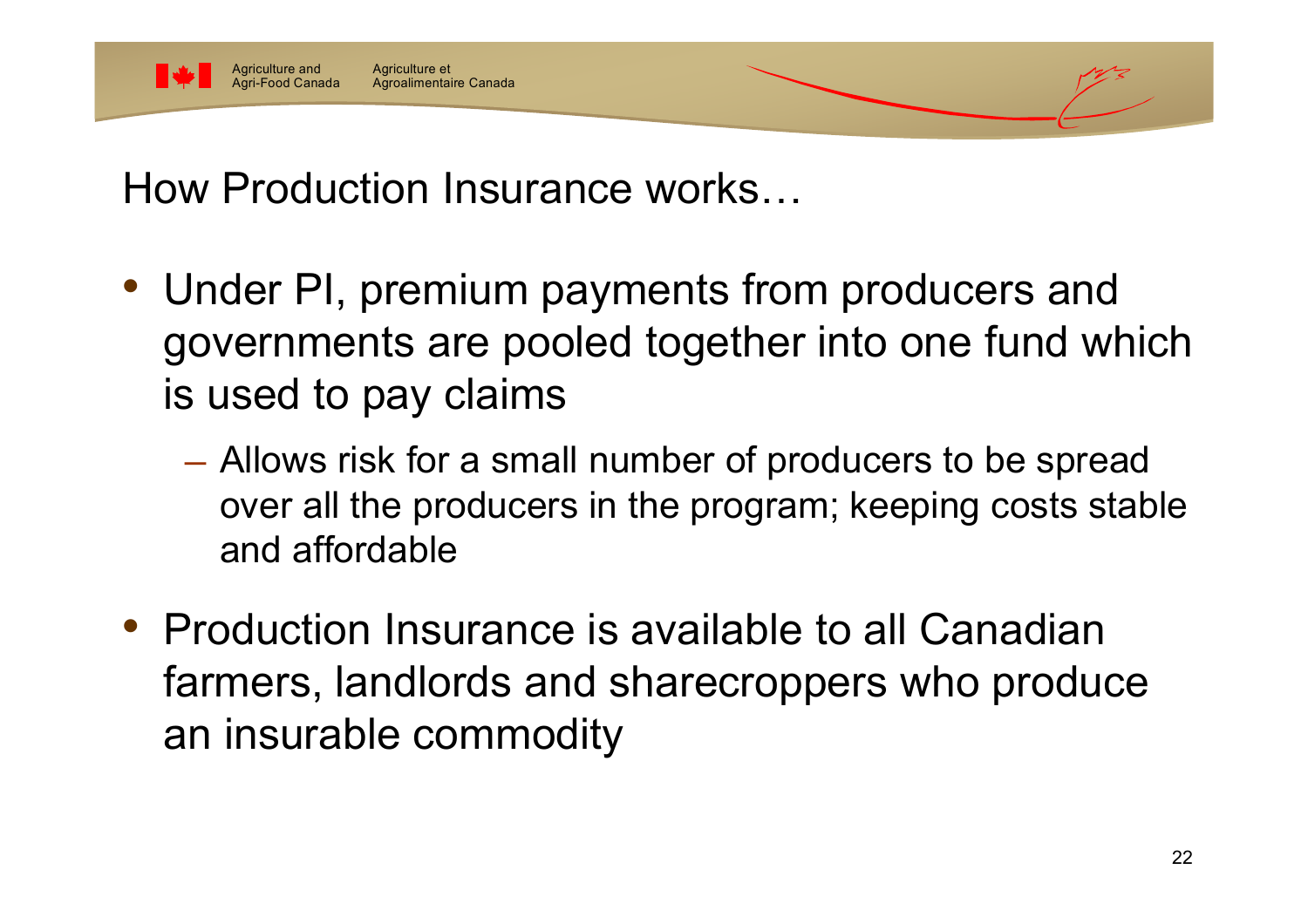## How Production Insurance works…

- Under PI, premium payments from producers and governments are pooled together into one fund which is used to pay claims
  - Allows risk for a small number of producers to be spread over all the producers in the program; keeping costs stable and affordable
- Production Insurance is available to all Canadian farmers, landlords and sharecroppers who produce an insurable commodity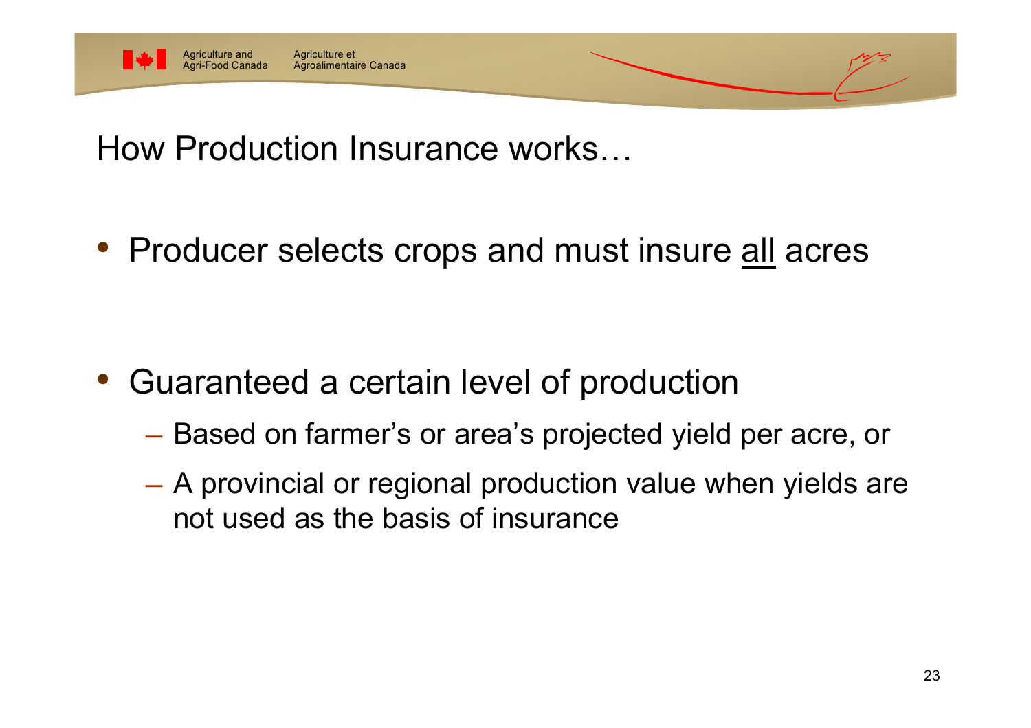# How Production Insurance works…

- Producer selects crops and must insure <u>all</u> acres

- Guaranteed a certain level of production
  - Based on farmer's or area's projected yield per acre, or
  - A provincial or regional production value when yields are not used as the basis of insurance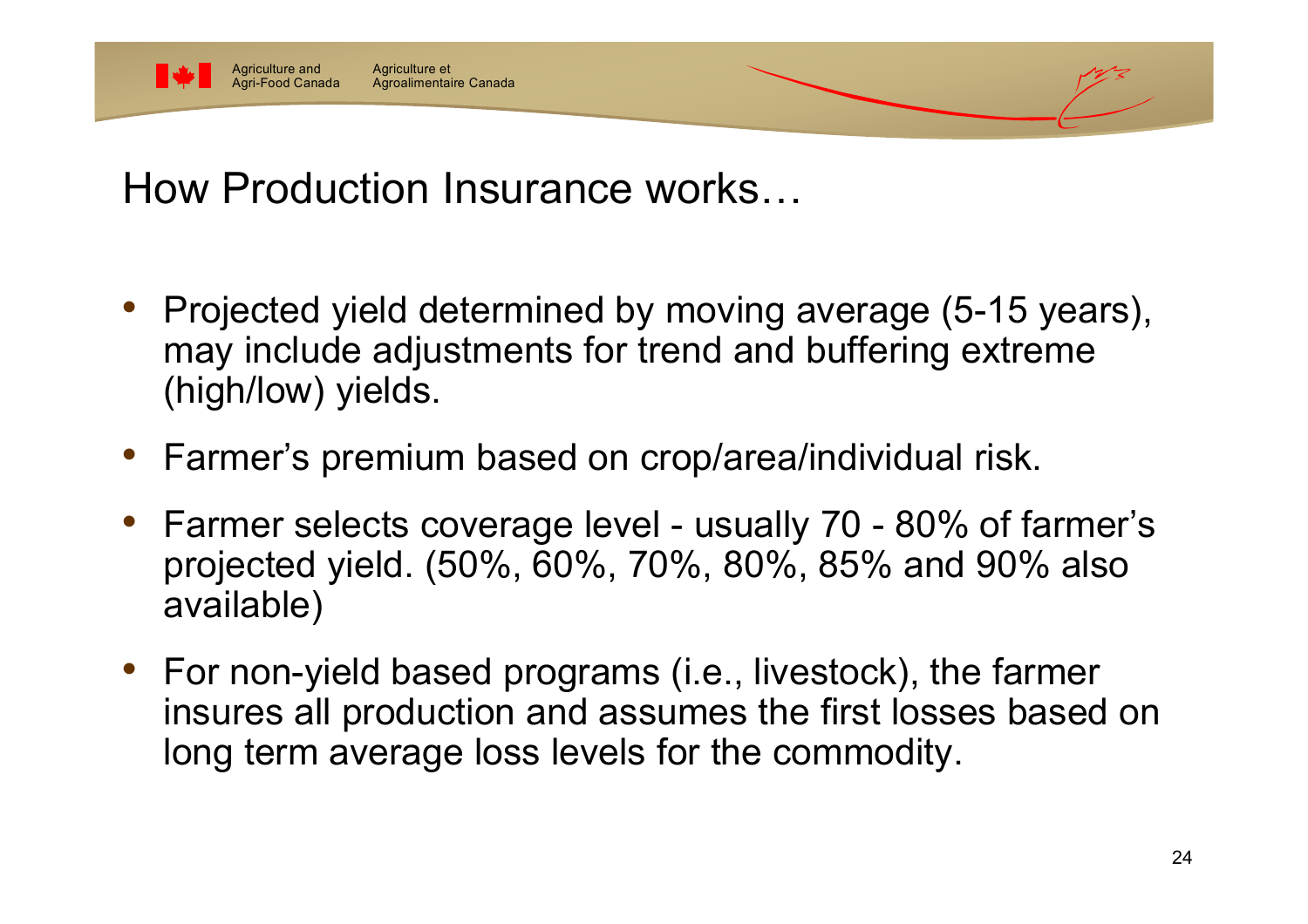# How Production Insurance works…

- Projected yield determined by moving average (5-15 years), may include adjustments for trend and buffering extreme (high/low) yields.
- Farmer's premium based on crop/area/individual risk.
- Farmer selects coverage level - usually 70 - 80% of farmer's projected yield. (50%, 60%, 70%, 80%, 85% and 90% also available)
- For non-yield based programs (i.e., livestock), the farmer insures all production and assumes the first losses based on long term average loss levels for the commodity.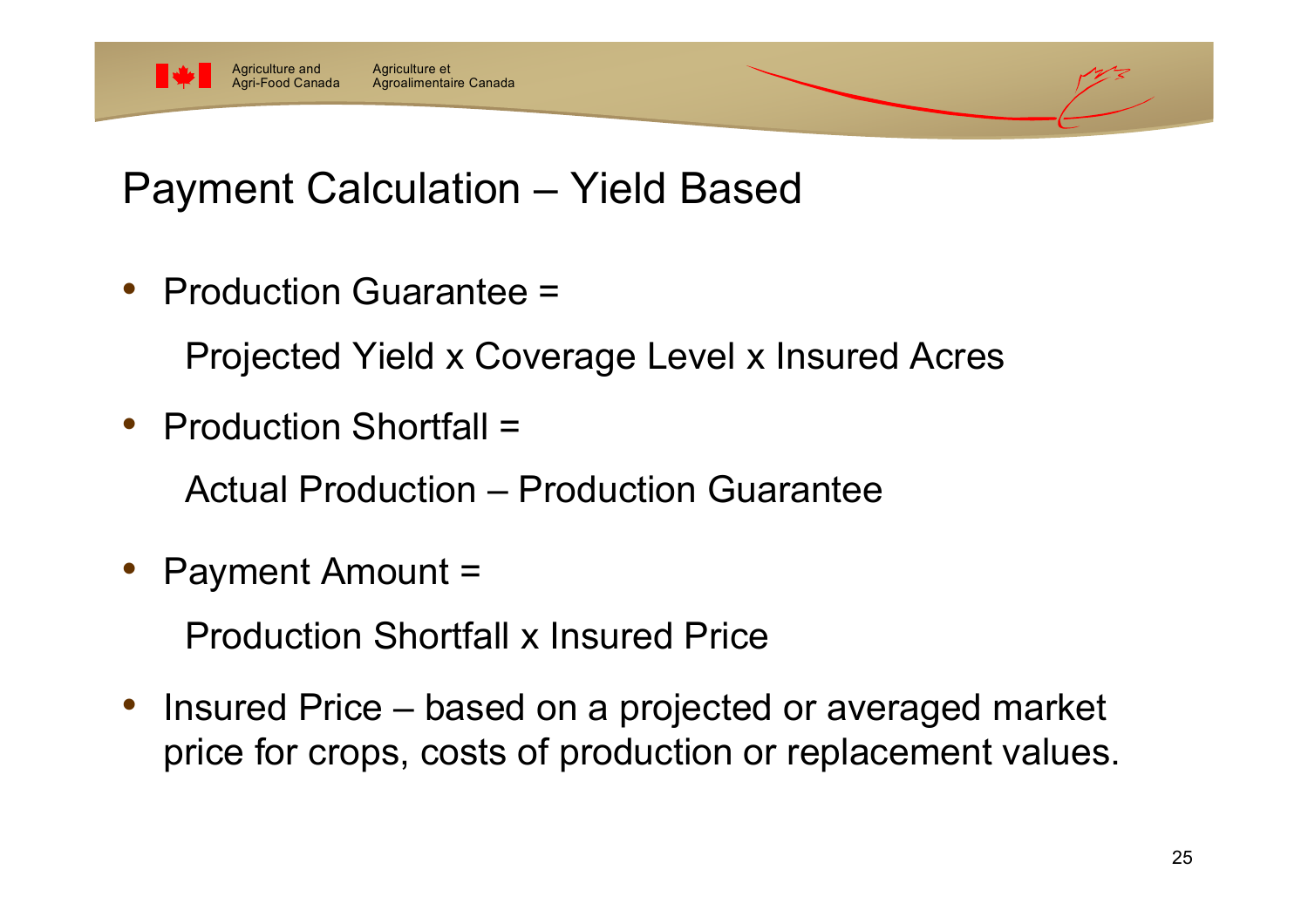# Payment Calculation – Yield Based

- Production Guarantee =

  Projected Yield x Coverage Level x Insured Acres

- Production Shortfall =

  Actual Production – Production Guarantee

- Payment Amount =

  Production Shortfall x Insured Price

- Insured Price – based on a projected or averaged market price for crops, costs of production or replacement values.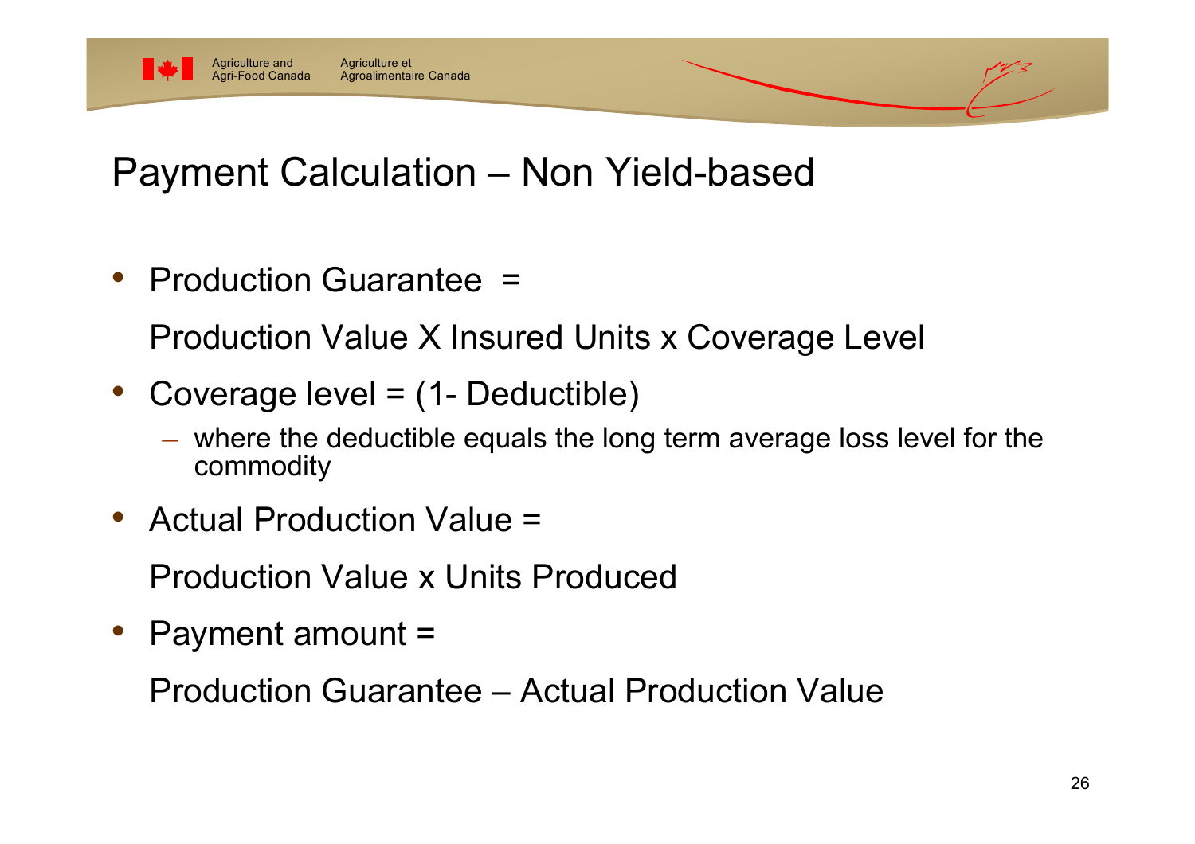# Payment Calculation – Non Yield-based

- Production Guarantee =

  Production Value X Insured Units x Coverage Level

- Coverage level = (1- Deductible)
  - where the deductible equals the long term average loss level for the commodity

- Actual Production Value =

  Production Value x Units Produced

- Payment amount =

  Production Guarantee – Actual Production Value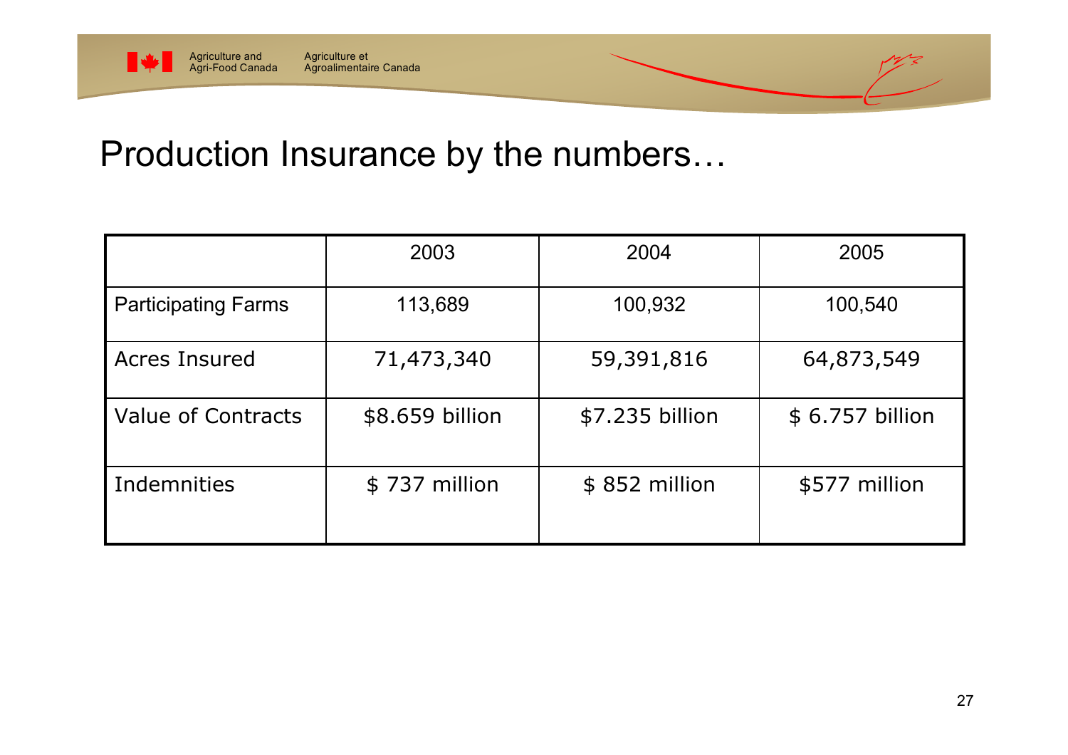# Production Insurance by the numbers…

| | 2003 | 2004 | 2005 |
|---|---|---|---|
| Participating Farms | 113,689 | 100,932 | 100,540 |
| Acres Insured | 71,473,340 | 59,391,816 | 64,873,549 |
| Value of Contracts | $8.659 billion | $7.235 billion | $ 6.757 billion |
| Indemnities | $ 737 million | $ 852 million | $577 million |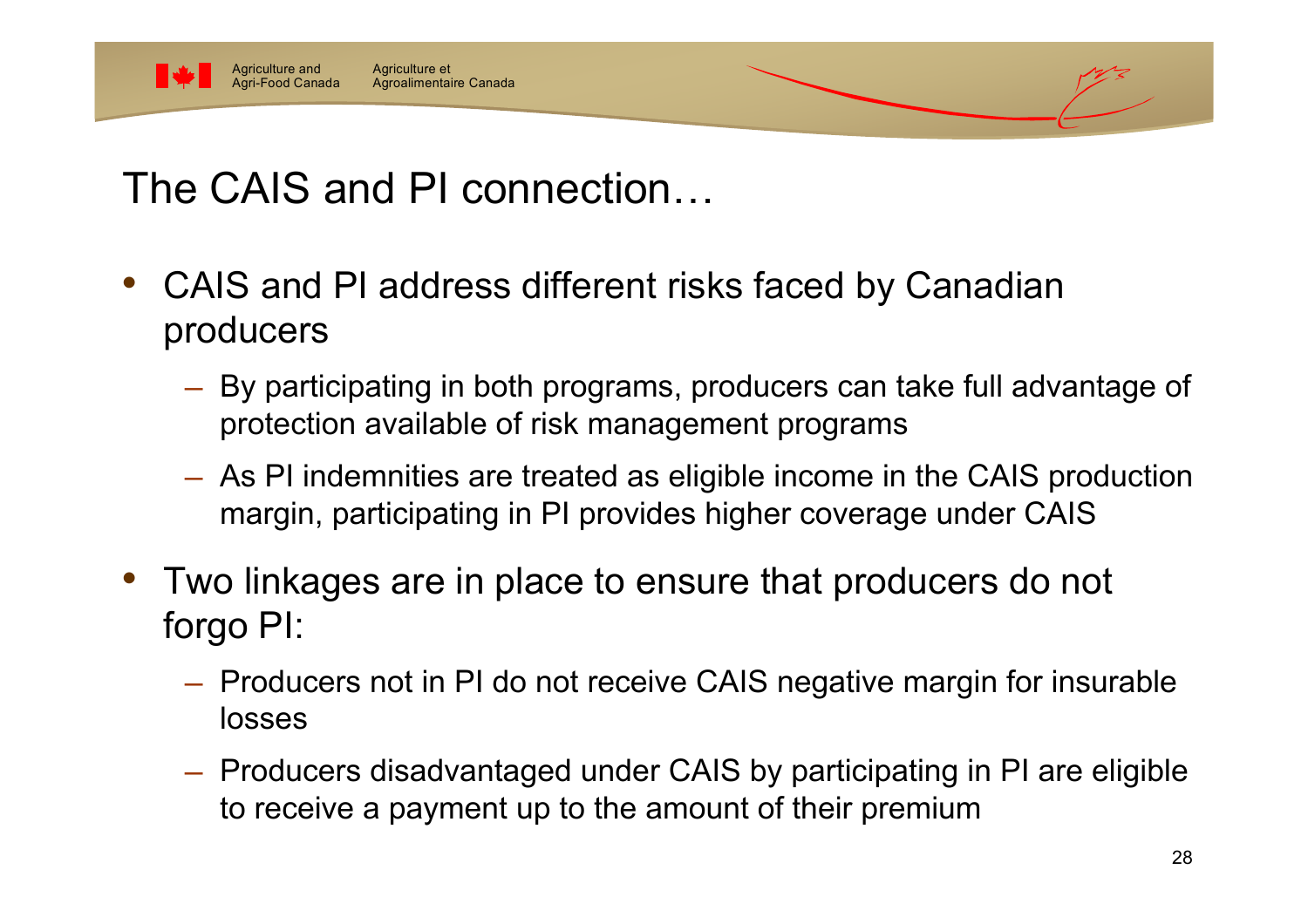# The CAIS and PI connection…

- CAIS and PI address different risks faced by Canadian producers
  - By participating in both programs, producers can take full advantage of protection available of risk management programs
  - As PI indemnities are treated as eligible income in the CAIS production margin, participating in PI provides higher coverage under CAIS
- Two linkages are in place to ensure that producers do not forgo PI:
  - Producers not in PI do not receive CAIS negative margin for insurable losses
  - Producers disadvantaged under CAIS by participating in PI are eligible to receive a payment up to the amount of their premium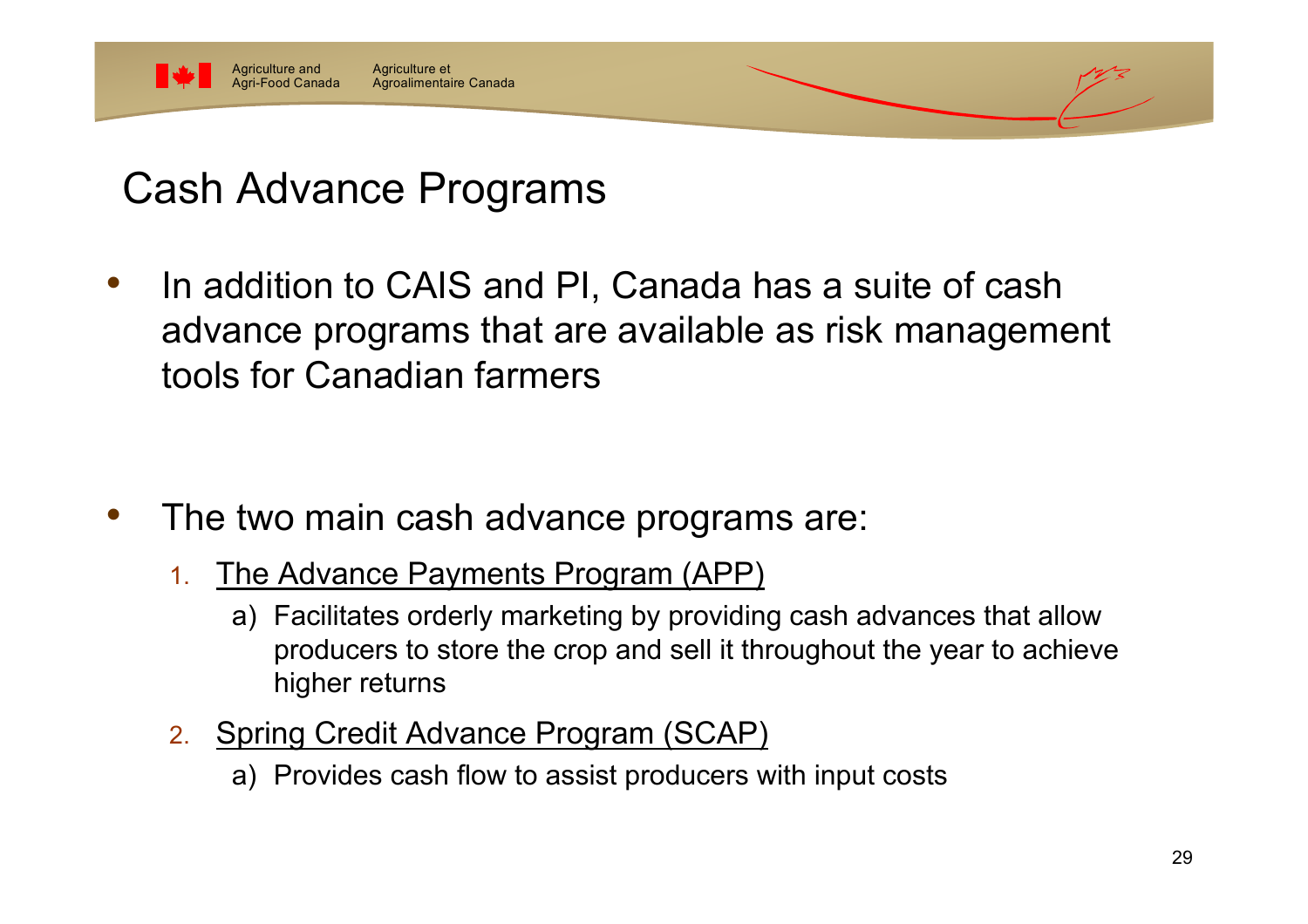# Cash Advance Programs

- In addition to CAIS and PI, Canada has a suite of cash advance programs that are available as risk management tools for Canadian farmers

- The two main cash advance programs are:
  1. The Advance Payments Program (APP)
     a) Facilitates orderly marketing by providing cash advances that allow producers to store the crop and sell it throughout the year to achieve higher returns
  2. Spring Credit Advance Program (SCAP)
     a) Provides cash flow to assist producers with input costs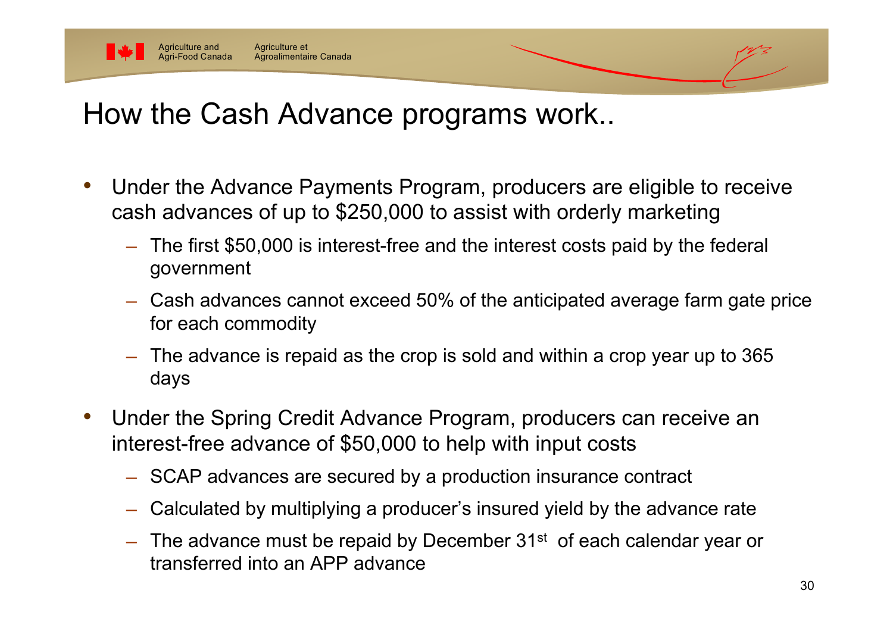# How the Cash Advance programs work..

- Under the Advance Payments Program, producers are eligible to receive cash advances of up to $250,000 to assist with orderly marketing
  - The first $50,000 is interest-free and the interest costs paid by the federal government
  - Cash advances cannot exceed 50% of the anticipated average farm gate price for each commodity
  - The advance is repaid as the crop is sold and within a crop year up to 365 days
- Under the Spring Credit Advance Program, producers can receive an interest-free advance of $50,000 to help with input costs
  - SCAP advances are secured by a production insurance contract
  - Calculated by multiplying a producer's insured yield by the advance rate
  - The advance must be repaid by December 31st of each calendar year or transferred into an APP advance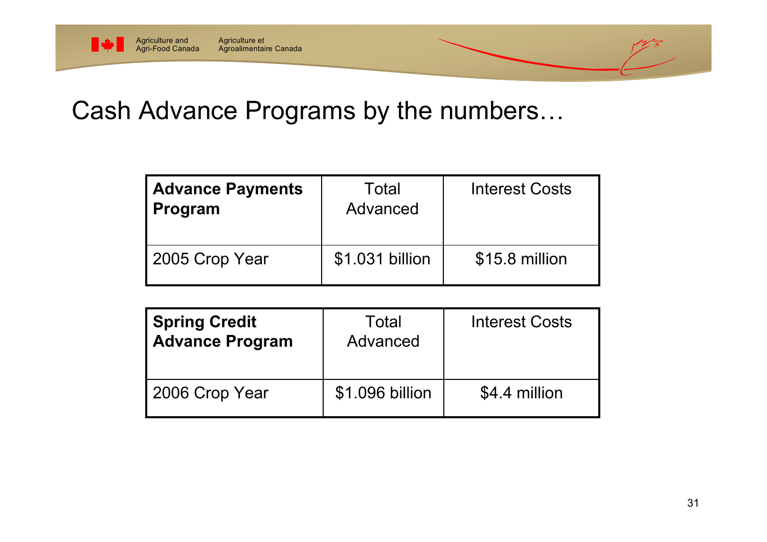# Cash Advance Programs by the numbers…

| **Advance Payments Program** | Total Advanced | Interest Costs |
|---|---|---|
| 2005 Crop Year | $1.031 billion | $15.8 million |

| **Spring Credit Advance Program** | Total Advanced | Interest Costs |
|---|---|---|
| 2006 Crop Year | $1.096 billion | $4.4 million |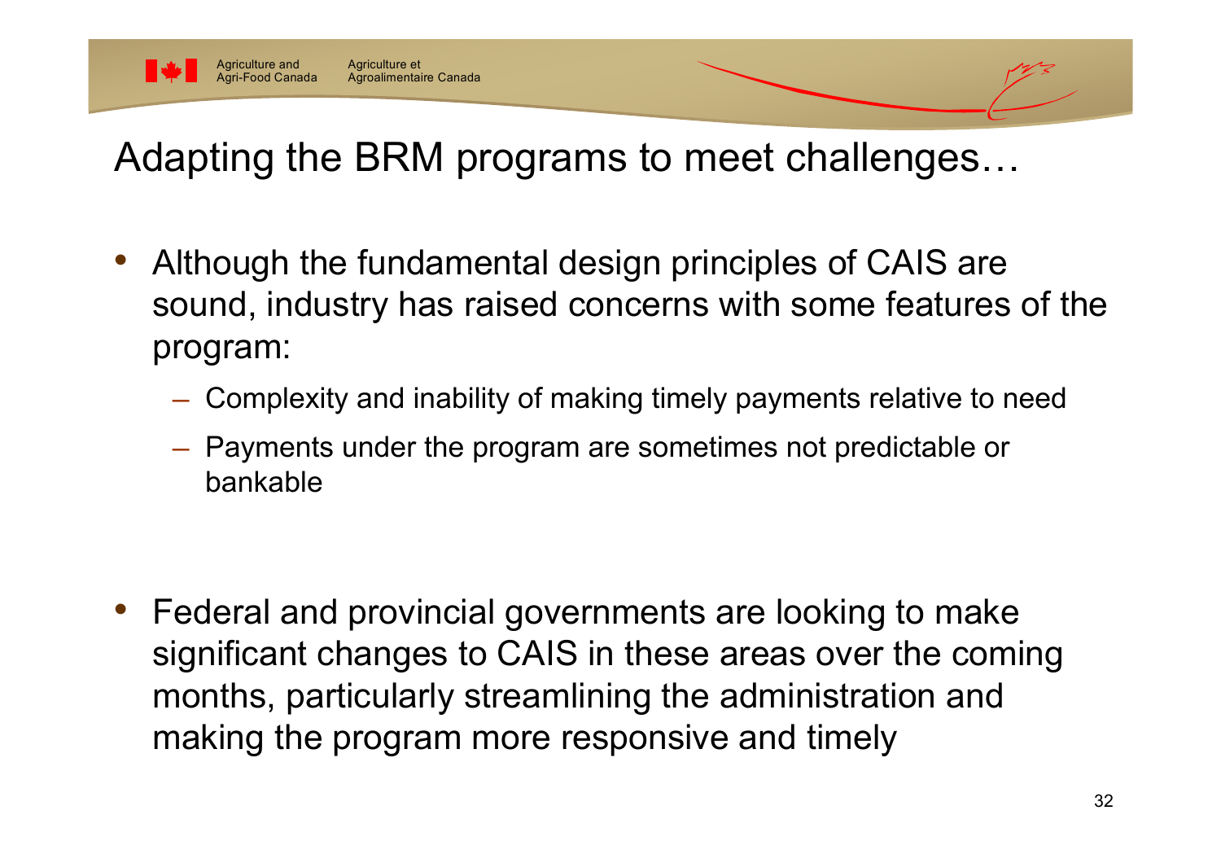# Adapting the BRM programs to meet challenges…

- Although the fundamental design principles of CAIS are sound, industry has raised concerns with some features of the program:
  - Complexity and inability of making timely payments relative to need
  - Payments under the program are sometimes not predictable or bankable

- Federal and provincial governments are looking to make significant changes to CAIS in these areas over the coming months, particularly streamlining the administration and making the program more responsive and timely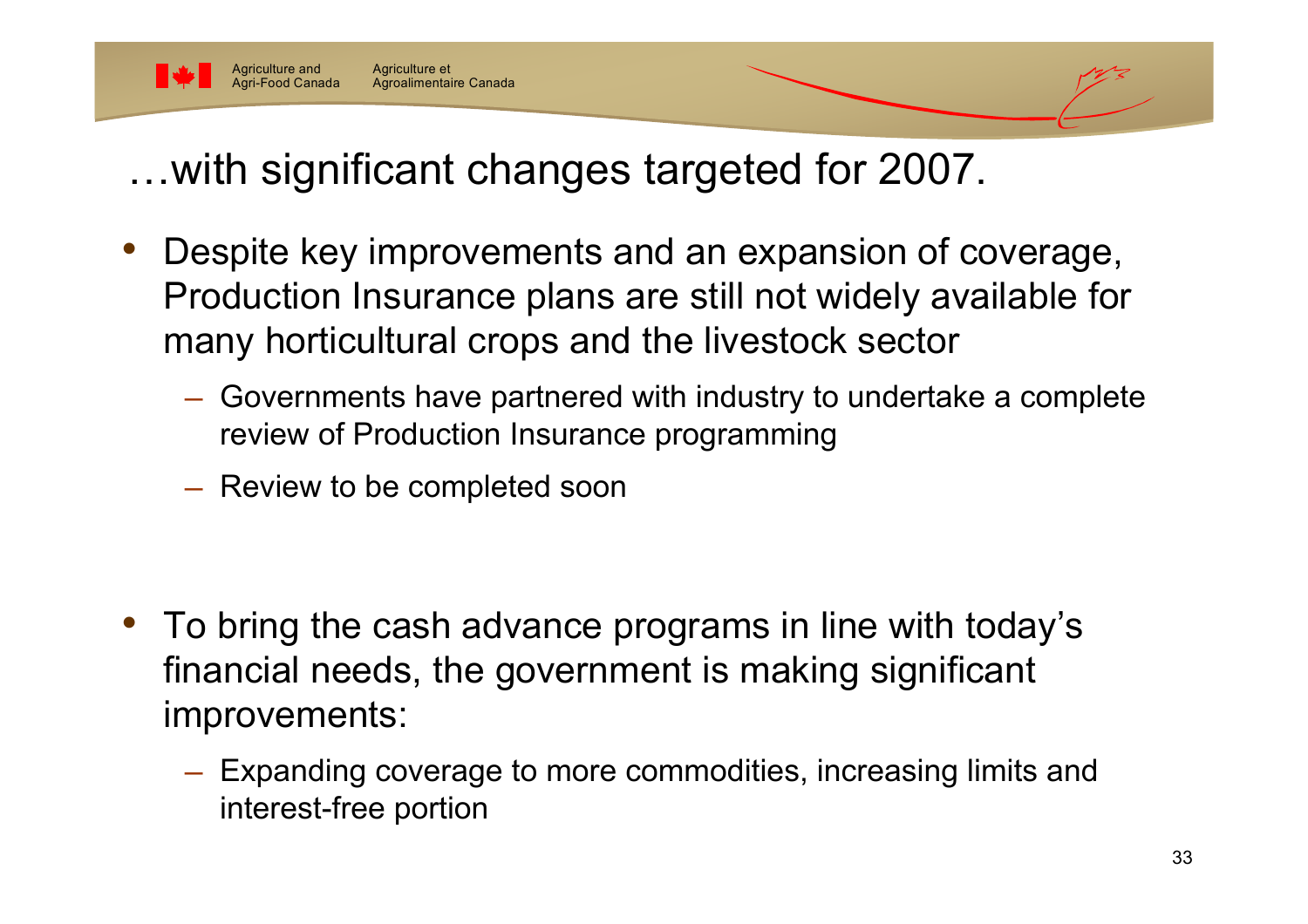# …with significant changes targeted for 2007.

- Despite key improvements and an expansion of coverage, Production Insurance plans are still not widely available for many horticultural crops and the livestock sector
  - Governments have partnered with industry to undertake a complete review of Production Insurance programming
  - Review to be completed soon

- To bring the cash advance programs in line with today's financial needs, the government is making significant improvements:
  - Expanding coverage to more commodities, increasing limits and interest-free portion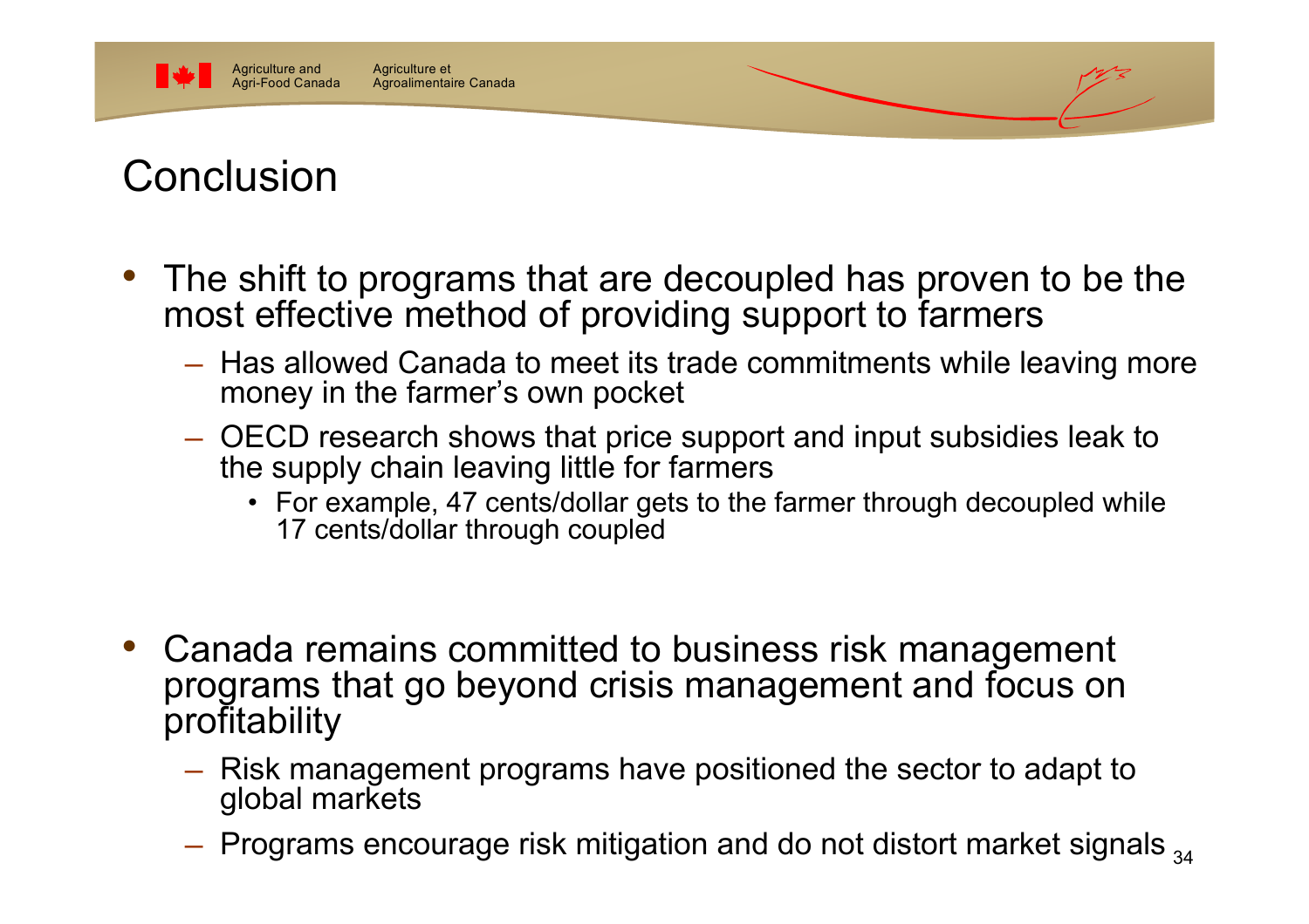# Conclusion

- The shift to programs that are decoupled has proven to be the most effective method of providing support to farmers
  - Has allowed Canada to meet its trade commitments while leaving more money in the farmer's own pocket
  - OECD research shows that price support and input subsidies leak to the supply chain leaving little for farmers
    - For example, 47 cents/dollar gets to the farmer through decoupled while 17 cents/dollar through coupled

- Canada remains committed to business risk management programs that go beyond crisis management and focus on profitability
  - Risk management programs have positioned the sector to adapt to global markets
  - Programs encourage risk mitigation and do not distort market signals